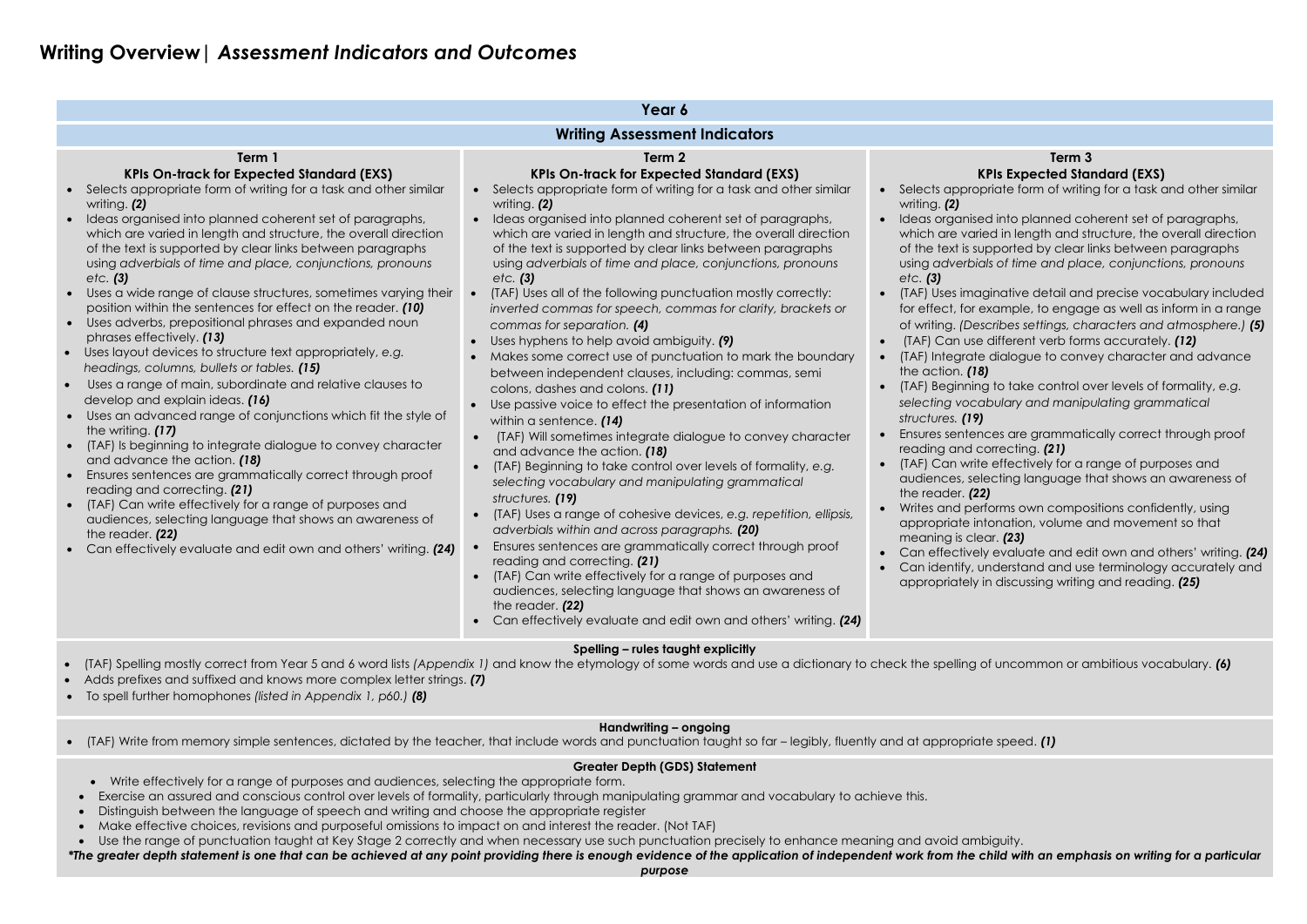# Writing Overview| *Assessment Indicators and Outcomes*

## Year 6

### Writing Assessment Indicators

| Term 1<br>KPIs On-track for Expected Standard (EXS) | Term 2<br>KPIs On-track for Expected Standard (EXS) | Term 3<br>KPIs Expected Standard (EXS) |
|---|---|---|
| • Selects appropriate form of writing for a task and other similar writing. ***(2)***<br>• Ideas organised into planned coherent set of paragraphs, which are varied in length and structure, the overall direction of the text is supported by clear links between paragraphs using *adverbials of time and place, conjunctions, pronouns etc.* ***(3)***<br>• Uses a wide range of clause structures, sometimes varying their position within the sentences for effect on the reader. ***(10)***<br>• Uses adverbs, prepositional phrases and expanded noun phrases effectively. ***(13)***<br>• Uses layout devices to structure text appropriately, *e.g. headings, columns, bullets or tables.* ***(15)***<br>• Uses a range of main, subordinate and relative clauses to develop and explain ideas. ***(16)***<br>• Uses an advanced range of conjunctions which fit the style of the writing. ***(17)***<br>• (TAF) Is beginning to integrate dialogue to convey character and advance the action. ***(18)***<br>• Ensures sentences are grammatically correct through proof reading and correcting. ***(21)***<br>• (TAF) Can write effectively for a range of purposes and audiences, selecting language that shows an awareness of the reader. ***(22)***<br>• Can effectively evaluate and edit own and others' writing. ***(24)*** | • Selects appropriate form of writing for a task and other similar writing. ***(2)***<br>• Ideas organised into planned coherent set of paragraphs, which are varied in length and structure, the overall direction of the text is supported by clear links between paragraphs using *adverbials of time and place, conjunctions, pronouns etc.* ***(3)***<br>• (TAF) Uses all of the following punctuation mostly correctly: *inverted commas for speech, commas for clarity, brackets or commas for separation.* ***(4)***<br>• Uses hyphens to help avoid ambiguity. ***(9)***<br>• Makes some correct use of punctuation to mark the boundary between independent clauses, including: commas, semi colons, dashes and colons. ***(11)***<br>• Use passive voice to effect the presentation of information within a sentence. ***(14)***<br>• (TAF) Will sometimes integrate dialogue to convey character and advance the action. ***(18)***<br>• (TAF) Beginning to take control over levels of formality, *e.g. selecting vocabulary and manipulating grammatical structures.* ***(19)***<br>• (TAF) Uses a range of cohesive devices, *e.g. repetition, ellipsis, adverbials within and across paragraphs.* ***(20)***<br>• Ensures sentences are grammatically correct through proof reading and correcting. ***(21)***<br>• (TAF) Can write effectively for a range of purposes and audiences, selecting language that shows an awareness of the reader. ***(22)***<br>• Can effectively evaluate and edit own and others' writing. ***(24)*** | • Selects appropriate form of writing for a task and other similar writing. ***(2)***<br>• Ideas organised into planned coherent set of paragraphs, which are varied in length and structure, the overall direction of the text is supported by clear links between paragraphs using *adverbials of time and place, conjunctions, pronouns etc.* ***(3)***<br>• (TAF) Uses imaginative detail and precise vocabulary included for effect, for example, to engage as well as inform in a range of writing. *(Describes settings, characters and atmosphere.)* ***(5)***<br>• (TAF) Can use different verb forms accurately. ***(12)***<br>• (TAF) Integrate dialogue to convey character and advance the action. ***(18)***<br>• (TAF) Beginning to take control over levels of formality, *e.g. selecting vocabulary and manipulating grammatical structures.* ***(19)***<br>• Ensures sentences are grammatically correct through proof reading and correcting. ***(21)***<br>• (TAF) Can write effectively for a range of purposes and audiences, selecting language that shows an awareness of the reader. ***(22)***<br>• Writes and performs own compositions confidently, using appropriate intonation, volume and movement so that meaning is clear. ***(23)***<br>• Can effectively evaluate and edit own and others' writing. ***(24)***<br>• Can identify, understand and use terminology accurately and appropriately in discussing writing and reading. ***(25)*** |

### Spelling – rules taught explicitly

- (TAF) Spelling mostly correct from Year 5 and 6 word lists *(Appendix 1)* and know the etymology of some words and use a dictionary to check the spelling of uncommon or ambitious vocabulary. ***(6)***
- Adds prefixes and suffixed and knows more complex letter strings. ***(7)***
- To spell further homophones *(listed in Appendix 1, p60.)* ***(8)***

### Handwriting – ongoing

- (TAF) Write from memory simple sentences, dictated by the teacher, that include words and punctuation taught so far – legibly, fluently and at appropriate speed. ***(1)***

### Greater Depth (GDS) Statement

- Write effectively for a range of purposes and audiences, selecting the appropriate form.
- Exercise an assured and conscious control over levels of formality, particularly through manipulating grammar and vocabulary to achieve this.
- Distinguish between the language of speech and writing and choose the appropriate register
- Make effective choices, revisions and purposeful omissions to impact on and interest the reader. (Not TAF)
- Use the range of punctuation taught at Key Stage 2 correctly and when necessary use such punctuation precisely to enhance meaning and avoid ambiguity.

***\*The greater depth statement is one that can be achieved at any point providing there is enough evidence of the application of independent work from the child with an emphasis on writing for a particular purpose***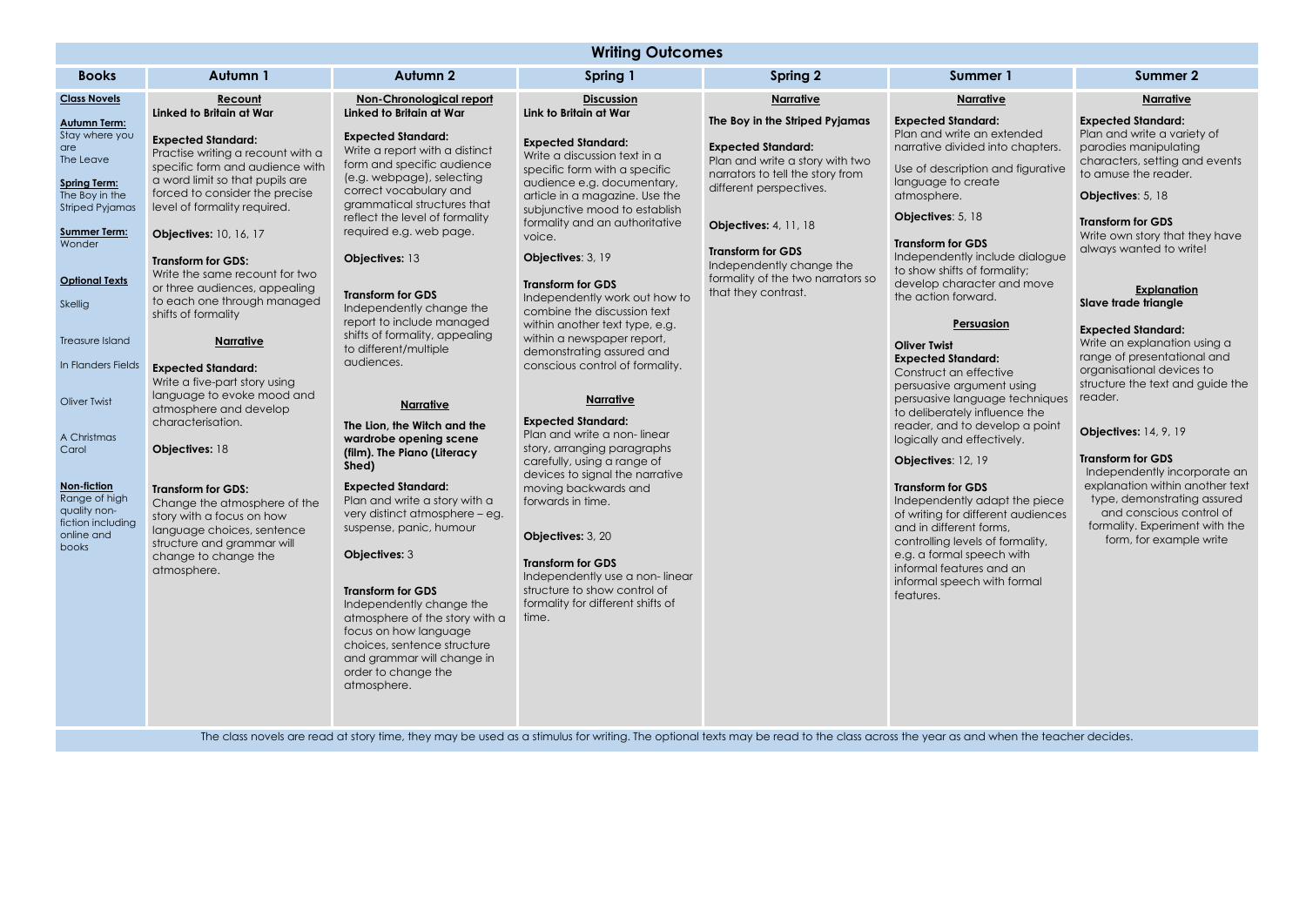# Writing Outcomes

| Books | Autumn 1 | Autumn 2 | Spring 1 | Spring 2 | Summer 1 | Summer 2 |
|---|---|---|---|---|---|---|
| **Class Novels**<br><br>**Autumn Term:**<br>Stay where you are<br>The Leave<br><br>**Spring Term:**<br>The Boy in the Striped Pyjamas<br><br>**Summer Term:**<br>Wonder<br><br>**Optional Texts**<br><br>Skellig<br><br>Treasure Island<br><br>In Flanders Fields<br><br>Oliver Twist<br><br>A Christmas Carol<br><br>**Non-fiction**<br>Range of high quality non-fiction including online and books | **Recount**<br>**Linked to Britain at War**<br><br>**Expected Standard:**<br>Practise writing a recount with a specific form and audience with a word limit so that pupils are forced to consider the precise level of formality required.<br><br>**Objectives:** 10, 16, 17<br><br>**Transform for GDS:**<br>Write the same recount for two or three audiences, appealing to each one through managed shifts of formality<br><br>**Narrative**<br><br>**Expected Standard:**<br>Write a five-part story using language to evoke mood and atmosphere and develop characterisation.<br><br>**Objectives:** 18<br><br>**Transform for GDS:**<br>Change the atmosphere of the story with a focus on how language choices, sentence structure and grammar will change to change the atmosphere. | **Non-Chronological report**<br>**Linked to Britain at War**<br><br>**Expected Standard:**<br>Write a report with a distinct form and specific audience (e.g. webpage), selecting correct vocabulary and grammatical structures that reflect the level of formality required e.g. web page.<br><br>**Objectives:** 13<br><br>**Transform for GDS**<br>Independently change the report to include managed shifts of formality, appealing to different/multiple audiences.<br><br>**Narrative**<br><br>**The Lion, the Witch and the wardrobe opening scene (film). The Piano (Literacy Shed)**<br><br>**Expected Standard:**<br>Plan and write a story with a very distinct atmosphere – eg. suspense, panic, humour<br><br>**Objectives:** 3<br><br>**Transform for GDS**<br>Independently change the atmosphere of the story with a focus on how language choices, sentence structure and grammar will change in order to change the atmosphere. | **Discussion**<br>**Link to Britain at War**<br><br>**Expected Standard:**<br>Write a discussion text in a specific form with a specific audience e.g. documentary, article in a magazine. Use the subjunctive mood to establish formality and an authoritative voice.<br><br>**Objectives**: 3, 19<br><br>**Transform for GDS**<br>Independently work out how to combine the discussion text within another text type, e.g. within a newspaper report, demonstrating assured and conscious control of formality.<br><br>**Narrative**<br><br>**Expected Standard:**<br>Plan and write a non- linear story, arranging paragraphs carefully, using a range of devices to signal the narrative moving backwards and forwards in time.<br><br>**Objectives:** 3, 20<br><br>**Transform for GDS**<br>Independently use a non- linear structure to show control of formality for different shifts of time. | **Narrative**<br><br>**The Boy in the Striped Pyjamas**<br><br>**Expected Standard:**<br>Plan and write a story with two narrators to tell the story from different perspectives.<br><br>**Objectives:** 4, 11, 18<br><br>**Transform for GDS**<br>Independently change the formality of the two narrators so that they contrast. | **Narrative**<br><br>**Expected Standard:**<br>Plan and write an extended narrative divided into chapters.<br><br>Use of description and figurative language to create atmosphere.<br><br>**Objectives**: 5, 18<br><br>**Transform for GDS**<br>Independently include dialogue to show shifts of formality; develop character and move the action forward.<br><br>**Persuasion**<br><br>**Oliver Twist**<br>**Expected Standard:**<br>Construct an effective persuasive argument using persuasive language techniques to deliberately influence the reader, and to develop a point logically and effectively.<br><br>**Objectives**: 12, 19<br><br>**Transform for GDS**<br>Independently adapt the piece of writing for different audiences and in different forms, controlling levels of formality, e.g. a formal speech with informal features and an informal speech with formal features. | **Narrative**<br><br>**Expected Standard:**<br>Plan and write a variety of parodies manipulating characters, setting and events to amuse the reader.<br><br>**Objectives**: 5, 18<br><br>**Transform for GDS**<br>Write own story that they have always wanted to write!<br><br>**Explanation**<br>**Slave trade triangle**<br><br>**Expected Standard:**<br>Write an explanation using a range of presentational and organisational devices to structure the text and guide the reader.<br><br>**Objectives:** 14, 9, 19<br><br>**Transform for GDS**<br>Independently incorporate an explanation within another text type, demonstrating assured and conscious control of formality. Experiment with the form, for example write |

The class novels are read at story time, they may be used as a stimulus for writing. The optional texts may be read to the class across the year as and when the teacher decides.